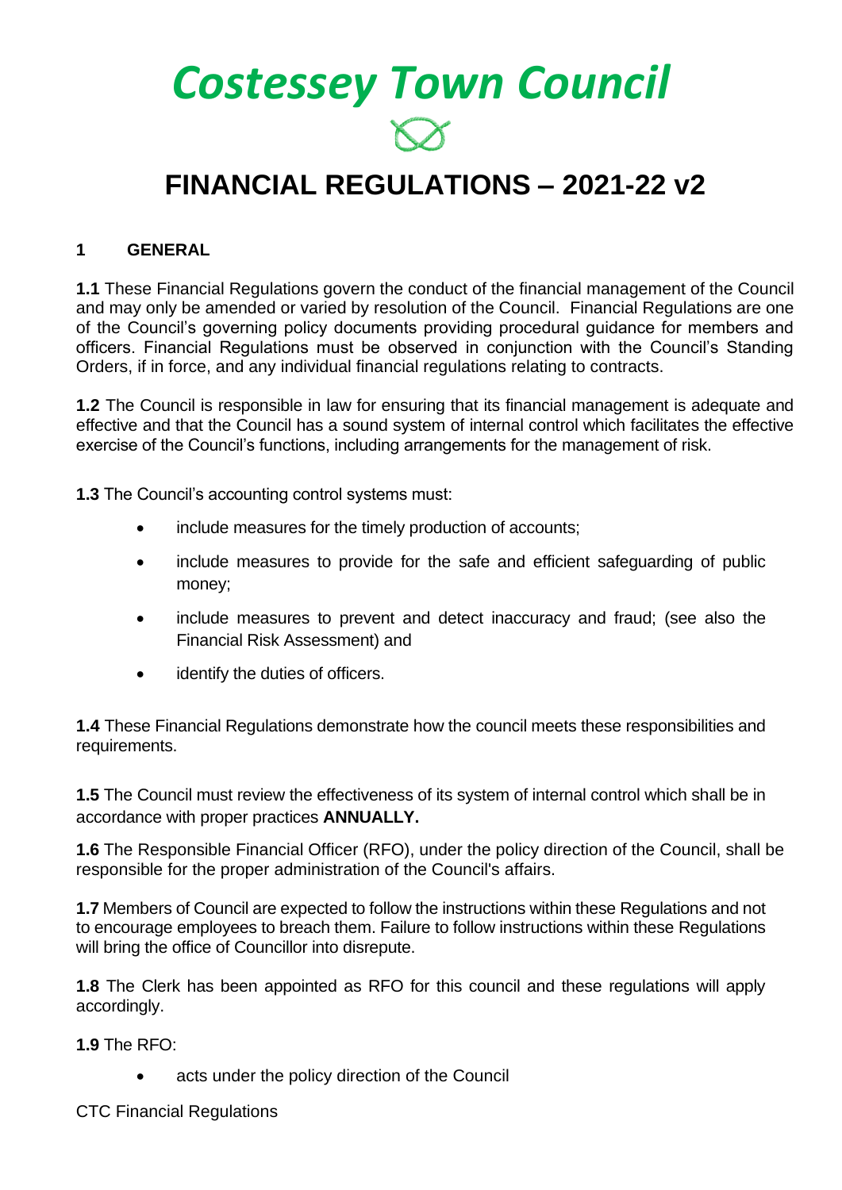# Costessey Town Council

## FINANCIAL REGULATIONS – 2021-22 v2

### 1 GENERAL

**1.1** These Financial Regulations govern the conduct of the financial management of the Council and may only be amended or varied by resolution of the Council. Financial Regulations are one of the Council's governing policy documents providing procedural guidance for members and officers. Financial Regulations must be observed in conjunction with the Council's Standing Orders, if in force, and any individual financial regulations relating to contracts.

**1.2** The Council is responsible in law for ensuring that its financial management is adequate and effective and that the Council has a sound system of internal control which facilitates the effective exercise of the Council's functions, including arrangements for the management of risk.

**1.3** The Council's accounting control systems must:

- include measures for the timely production of accounts;
- include measures to provide for the safe and efficient safeguarding of public money;
- include measures to prevent and detect inaccuracy and fraud; (see also the Financial Risk Assessment) and
- identify the duties of officers.

**1.4** These Financial Regulations demonstrate how the council meets these responsibilities and requirements.

**1.5** The Council must review the effectiveness of its system of internal control which shall be in accordance with proper practices **ANNUALLY.**

**1.6** The Responsible Financial Officer (RFO), under the policy direction of the Council, shall be responsible for the proper administration of the Council's affairs.

**1.7** Members of Council are expected to follow the instructions within these Regulations and not to encourage employees to breach them. Failure to follow instructions within these Regulations will bring the office of Councillor into disrepute.

**1.8** The Clerk has been appointed as RFO for this council and these regulations will apply accordingly.

**1.9** The RFO:

- acts under the policy direction of the Council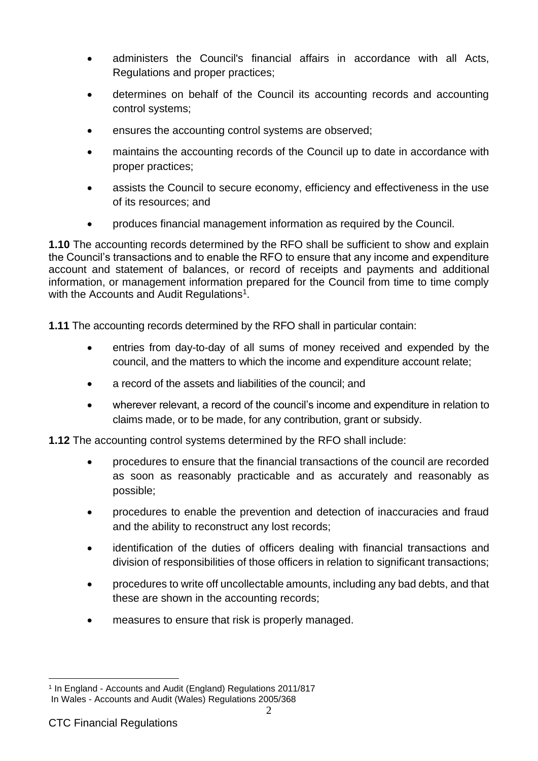- administers the Council's financial affairs in accordance with all Acts, Regulations and proper practices;
- determines on behalf of the Council its accounting records and accounting control systems;
- ensures the accounting control systems are observed;
- maintains the accounting records of the Council up to date in accordance with proper practices;
- assists the Council to secure economy, efficiency and effectiveness in the use of its resources; and
- produces financial management information as required by the Council.

**1.10** The accounting records determined by the RFO shall be sufficient to show and explain the Council's transactions and to enable the RFO to ensure that any income and expenditure account and statement of balances, or record of receipts and payments and additional information, or management information prepared for the Council from time to time comply with the Accounts and Audit Regulations[1].

**1.11** The accounting records determined by the RFO shall in particular contain:

- entries from day-to-day of all sums of money received and expended by the council, and the matters to which the income and expenditure account relate;
- a record of the assets and liabilities of the council; and
- wherever relevant, a record of the council's income and expenditure in relation to claims made, or to be made, for any contribution, grant or subsidy.

**1.12** The accounting control systems determined by the RFO shall include:

- procedures to ensure that the financial transactions of the council are recorded as soon as reasonably practicable and as accurately and reasonably as possible;
- procedures to enable the prevention and detection of inaccuracies and fraud and the ability to reconstruct any lost records;
- identification of the duties of officers dealing with financial transactions and division of responsibilities of those officers in relation to significant transactions;
- procedures to write off uncollectable amounts, including any bad debts, and that these are shown in the accounting records;
- measures to ensure that risk is properly managed.

[1] In England - Accounts and Audit (England) Regulations 2011/817
In Wales - Accounts and Audit (Wales) Regulations 2005/368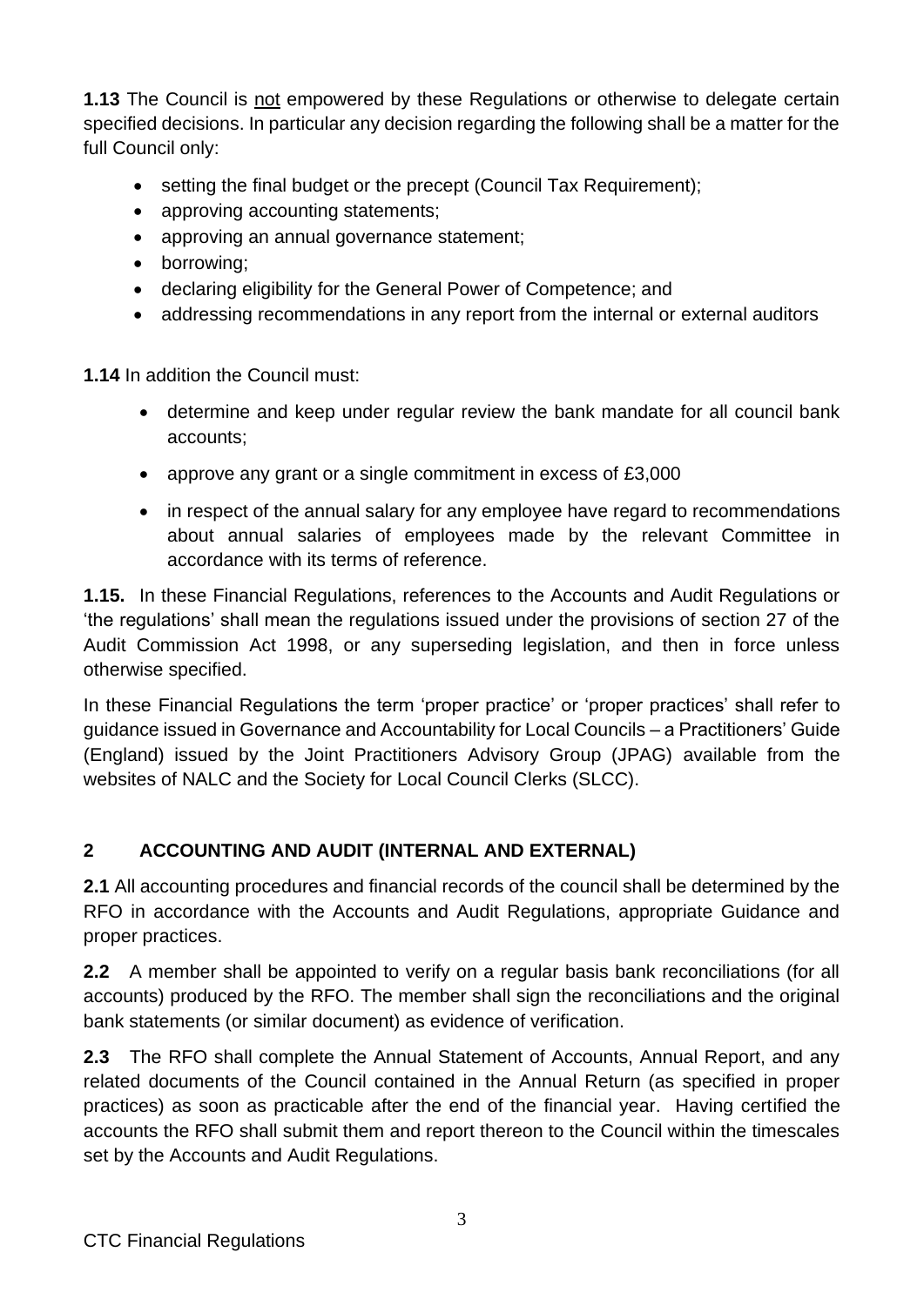**1.13** The Council is not empowered by these Regulations or otherwise to delegate certain specified decisions. In particular any decision regarding the following shall be a matter for the full Council only:

- setting the final budget or the precept (Council Tax Requirement);
- approving accounting statements;
- approving an annual governance statement;
- borrowing;
- declaring eligibility for the General Power of Competence; and
- addressing recommendations in any report from the internal or external auditors

**1.14** In addition the Council must:

- determine and keep under regular review the bank mandate for all council bank accounts;
- approve any grant or a single commitment in excess of £3,000
- in respect of the annual salary for any employee have regard to recommendations about annual salaries of employees made by the relevant Committee in accordance with its terms of reference.

**1.15.** In these Financial Regulations, references to the Accounts and Audit Regulations or 'the regulations' shall mean the regulations issued under the provisions of section 27 of the Audit Commission Act 1998, or any superseding legislation, and then in force unless otherwise specified.

In these Financial Regulations the term 'proper practice' or 'proper practices' shall refer to guidance issued in Governance and Accountability for Local Councils – a Practitioners' Guide (England) issued by the Joint Practitioners Advisory Group (JPAG) available from the websites of NALC and the Society for Local Council Clerks (SLCC).

## 2 ACCOUNTING AND AUDIT (INTERNAL AND EXTERNAL)

**2.1** All accounting procedures and financial records of the council shall be determined by the RFO in accordance with the Accounts and Audit Regulations, appropriate Guidance and proper practices.

**2.2** A member shall be appointed to verify on a regular basis bank reconciliations (for all accounts) produced by the RFO. The member shall sign the reconciliations and the original bank statements (or similar document) as evidence of verification.

**2.3** The RFO shall complete the Annual Statement of Accounts, Annual Report, and any related documents of the Council contained in the Annual Return (as specified in proper practices) as soon as practicable after the end of the financial year. Having certified the accounts the RFO shall submit them and report thereon to the Council within the timescales set by the Accounts and Audit Regulations.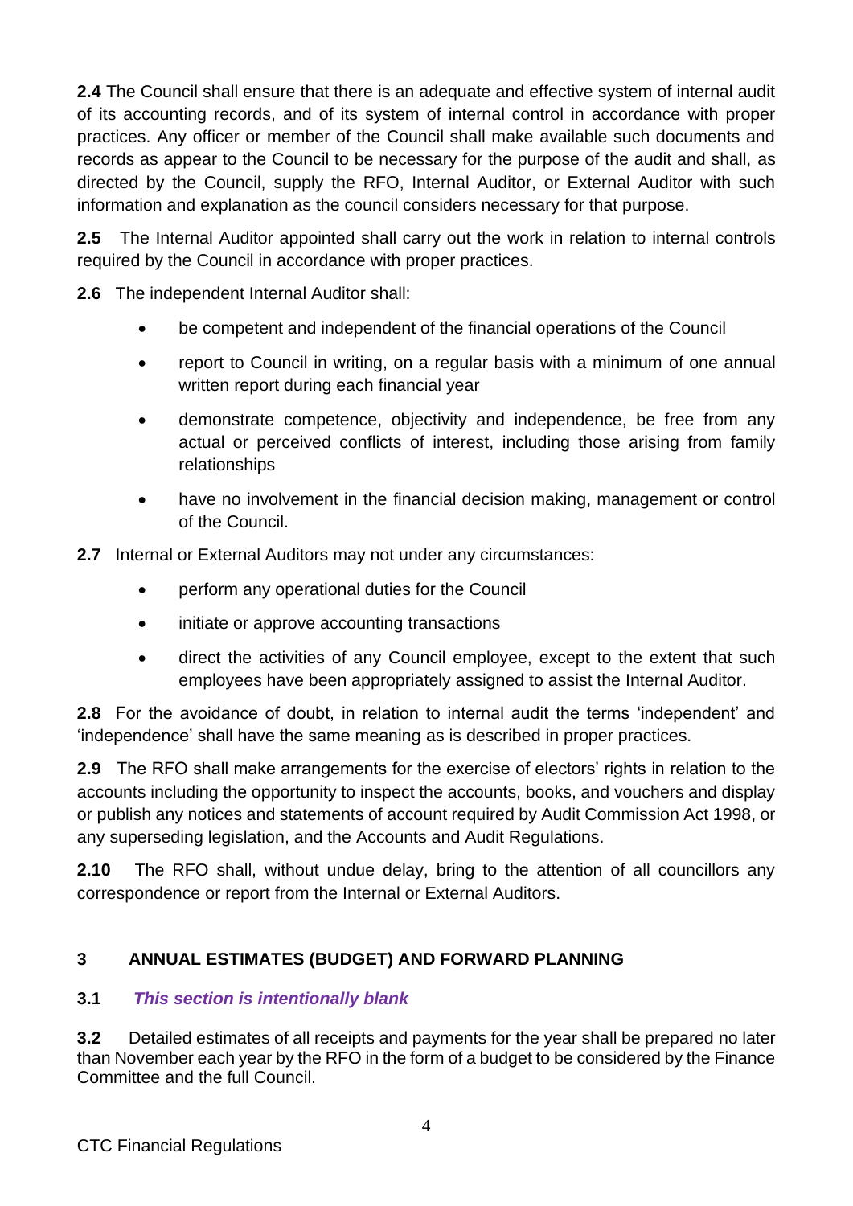**2.4** The Council shall ensure that there is an adequate and effective system of internal audit of its accounting records, and of its system of internal control in accordance with proper practices. Any officer or member of the Council shall make available such documents and records as appear to the Council to be necessary for the purpose of the audit and shall, as directed by the Council, supply the RFO, Internal Auditor, or External Auditor with such information and explanation as the council considers necessary for that purpose.

**2.5** The Internal Auditor appointed shall carry out the work in relation to internal controls required by the Council in accordance with proper practices.

**2.6** The independent Internal Auditor shall:

- be competent and independent of the financial operations of the Council
- report to Council in writing, on a regular basis with a minimum of one annual written report during each financial year
- demonstrate competence, objectivity and independence, be free from any actual or perceived conflicts of interest, including those arising from family relationships
- have no involvement in the financial decision making, management or control of the Council.

**2.7** Internal or External Auditors may not under any circumstances:

- perform any operational duties for the Council
- initiate or approve accounting transactions
- direct the activities of any Council employee, except to the extent that such employees have been appropriately assigned to assist the Internal Auditor.

**2.8** For the avoidance of doubt, in relation to internal audit the terms 'independent' and 'independence' shall have the same meaning as is described in proper practices.

**2.9** The RFO shall make arrangements for the exercise of electors' rights in relation to the accounts including the opportunity to inspect the accounts, books, and vouchers and display or publish any notices and statements of account required by Audit Commission Act 1998, or any superseding legislation, and the Accounts and Audit Regulations.

**2.10** The RFO shall, without undue delay, bring to the attention of all councillors any correspondence or report from the Internal or External Auditors.

## 3 ANNUAL ESTIMATES (BUDGET) AND FORWARD PLANNING

**3.1** ***This section is intentionally blank***

**3.2** Detailed estimates of all receipts and payments for the year shall be prepared no later than November each year by the RFO in the form of a budget to be considered by the Finance Committee and the full Council.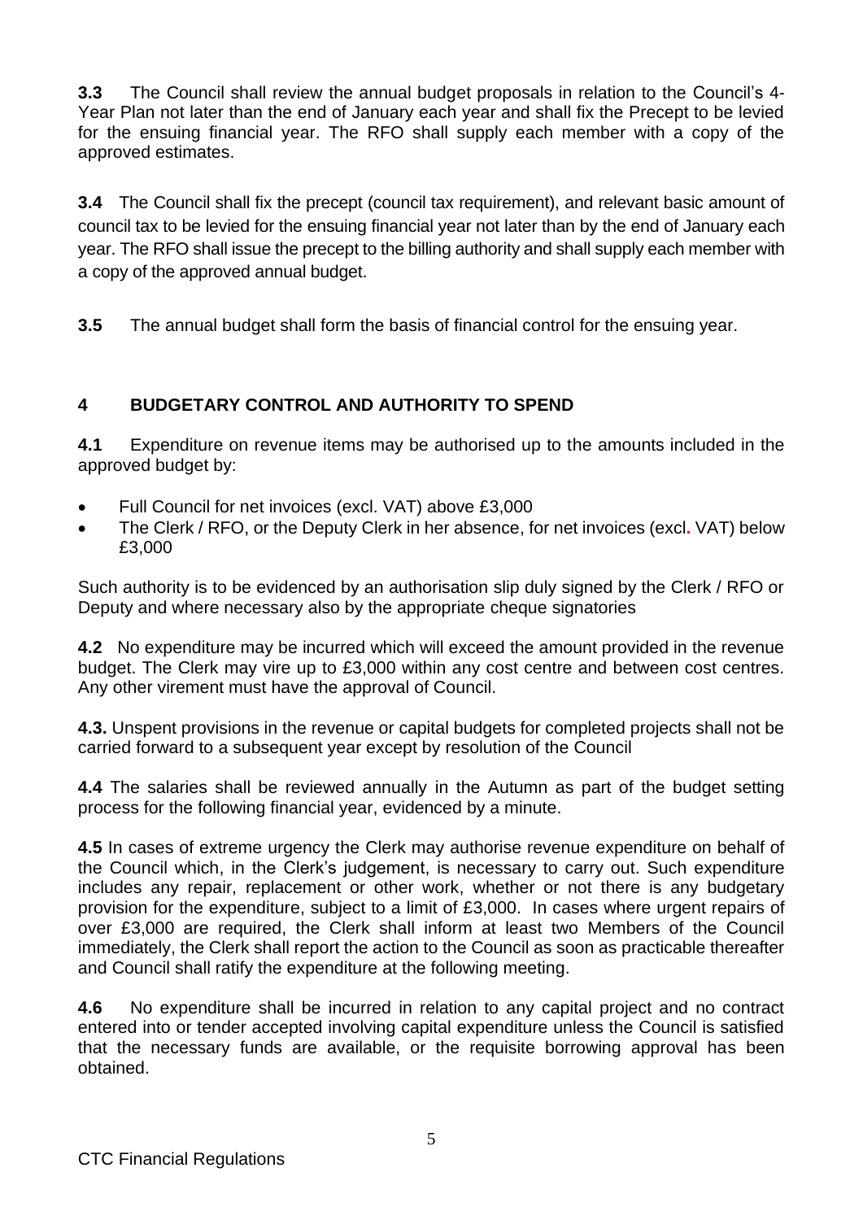**3.3** The Council shall review the annual budget proposals in relation to the Council's 4-Year Plan not later than the end of January each year and shall fix the Precept to be levied for the ensuing financial year. The RFO shall supply each member with a copy of the approved estimates.

**3.4** The Council shall fix the precept (council tax requirement), and relevant basic amount of council tax to be levied for the ensuing financial year not later than by the end of January each year. The RFO shall issue the precept to the billing authority and shall supply each member with a copy of the approved annual budget.

**3.5** The annual budget shall form the basis of financial control for the ensuing year.

## 4 BUDGETARY CONTROL AND AUTHORITY TO SPEND

**4.1** Expenditure on revenue items may be authorised up to the amounts included in the approved budget by:

- Full Council for net invoices (excl. VAT) above £3,000
- The Clerk / RFO, or the Deputy Clerk in her absence, for net invoices (excl. VAT) below £3,000

Such authority is to be evidenced by an authorisation slip duly signed by the Clerk / RFO or Deputy and where necessary also by the appropriate cheque signatories

**4.2** No expenditure may be incurred which will exceed the amount provided in the revenue budget. The Clerk may vire up to £3,000 within any cost centre and between cost centres. Any other virement must have the approval of Council.

**4.3.** Unspent provisions in the revenue or capital budgets for completed projects shall not be carried forward to a subsequent year except by resolution of the Council

**4.4** The salaries shall be reviewed annually in the Autumn as part of the budget setting process for the following financial year, evidenced by a minute.

**4.5** In cases of extreme urgency the Clerk may authorise revenue expenditure on behalf of the Council which, in the Clerk's judgement, is necessary to carry out. Such expenditure includes any repair, replacement or other work, whether or not there is any budgetary provision for the expenditure, subject to a limit of £3,000. In cases where urgent repairs of over £3,000 are required, the Clerk shall inform at least two Members of the Council immediately, the Clerk shall report the action to the Council as soon as practicable thereafter and Council shall ratify the expenditure at the following meeting.

**4.6** No expenditure shall be incurred in relation to any capital project and no contract entered into or tender accepted involving capital expenditure unless the Council is satisfied that the necessary funds are available, or the requisite borrowing approval has been obtained.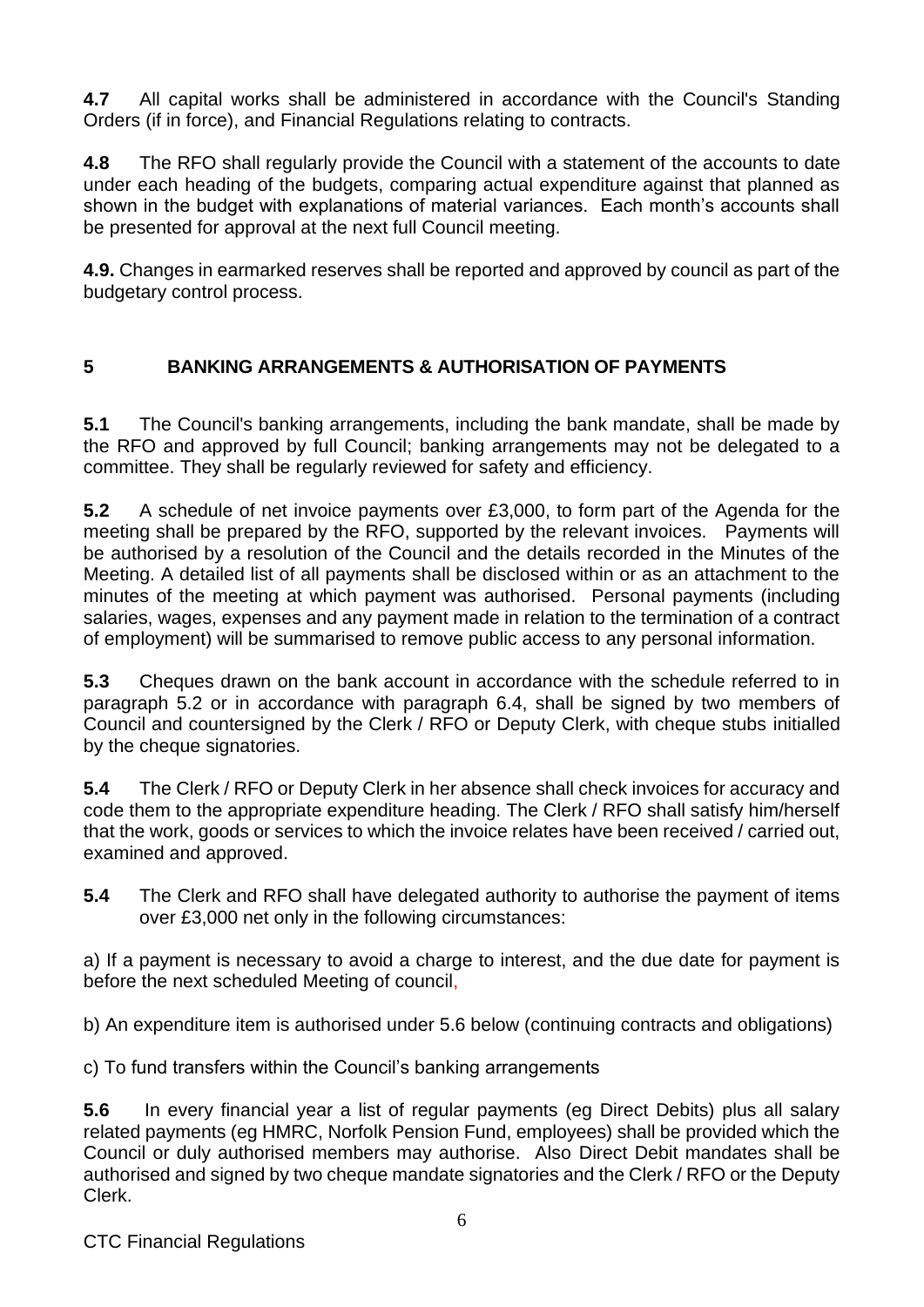**4.7** All capital works shall be administered in accordance with the Council's Standing Orders (if in force), and Financial Regulations relating to contracts.

**4.8** The RFO shall regularly provide the Council with a statement of the accounts to date under each heading of the budgets, comparing actual expenditure against that planned as shown in the budget with explanations of material variances. Each month's accounts shall be presented for approval at the next full Council meeting.

**4.9.** Changes in earmarked reserves shall be reported and approved by council as part of the budgetary control process.

## 5 BANKING ARRANGEMENTS & AUTHORISATION OF PAYMENTS

**5.1** The Council's banking arrangements, including the bank mandate, shall be made by the RFO and approved by full Council; banking arrangements may not be delegated to a committee. They shall be regularly reviewed for safety and efficiency.

**5.2** A schedule of net invoice payments over £3,000, to form part of the Agenda for the meeting shall be prepared by the RFO, supported by the relevant invoices. Payments will be authorised by a resolution of the Council and the details recorded in the Minutes of the Meeting. A detailed list of all payments shall be disclosed within or as an attachment to the minutes of the meeting at which payment was authorised. Personal payments (including salaries, wages, expenses and any payment made in relation to the termination of a contract of employment) will be summarised to remove public access to any personal information.

**5.3** Cheques drawn on the bank account in accordance with the schedule referred to in paragraph 5.2 or in accordance with paragraph 6.4, shall be signed by two members of Council and countersigned by the Clerk / RFO or Deputy Clerk, with cheque stubs initialled by the cheque signatories.

**5.4** The Clerk / RFO or Deputy Clerk in her absence shall check invoices for accuracy and code them to the appropriate expenditure heading. The Clerk / RFO shall satisfy him/herself that the work, goods or services to which the invoice relates have been received / carried out, examined and approved.

**5.4** The Clerk and RFO shall have delegated authority to authorise the payment of items over £3,000 net only in the following circumstances:

a) If a payment is necessary to avoid a charge to interest, and the due date for payment is before the next scheduled Meeting of council,

b) An expenditure item is authorised under 5.6 below (continuing contracts and obligations)

c) To fund transfers within the Council's banking arrangements

**5.6** In every financial year a list of regular payments (eg Direct Debits) plus all salary related payments (eg HMRC, Norfolk Pension Fund, employees) shall be provided which the Council or duly authorised members may authorise. Also Direct Debit mandates shall be authorised and signed by two cheque mandate signatories and the Clerk / RFO or the Deputy Clerk.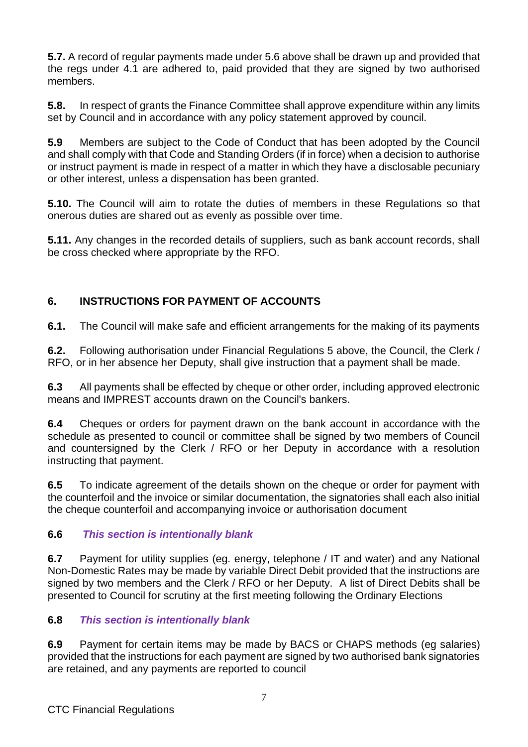**5.7.** A record of regular payments made under 5.6 above shall be drawn up and provided that the regs under 4.1 are adhered to, paid provided that they are signed by two authorised members.

**5.8.** In respect of grants the Finance Committee shall approve expenditure within any limits set by Council and in accordance with any policy statement approved by council.

**5.9** Members are subject to the Code of Conduct that has been adopted by the Council and shall comply with that Code and Standing Orders (if in force) when a decision to authorise or instruct payment is made in respect of a matter in which they have a disclosable pecuniary or other interest, unless a dispensation has been granted.

**5.10.** The Council will aim to rotate the duties of members in these Regulations so that onerous duties are shared out as evenly as possible over time.

**5.11.** Any changes in the recorded details of suppliers, such as bank account records, shall be cross checked where appropriate by the RFO.

## 6. INSTRUCTIONS FOR PAYMENT OF ACCOUNTS

**6.1.** The Council will make safe and efficient arrangements for the making of its payments

**6.2.** Following authorisation under Financial Regulations 5 above, the Council, the Clerk / RFO, or in her absence her Deputy, shall give instruction that a payment shall be made.

**6.3** All payments shall be effected by cheque or other order, including approved electronic means and IMPREST accounts drawn on the Council's bankers.

**6.4** Cheques or orders for payment drawn on the bank account in accordance with the schedule as presented to council or committee shall be signed by two members of Council and countersigned by the Clerk / RFO or her Deputy in accordance with a resolution instructing that payment.

**6.5** To indicate agreement of the details shown on the cheque or order for payment with the counterfoil and the invoice or similar documentation, the signatories shall each also initial the cheque counterfoil and accompanying invoice or authorisation document

**6.6** ***This section is intentionally blank***

**6.7** Payment for utility supplies (eg. energy, telephone / IT and water) and any National Non-Domestic Rates may be made by variable Direct Debit provided that the instructions are signed by two members and the Clerk / RFO or her Deputy. A list of Direct Debits shall be presented to Council for scrutiny at the first meeting following the Ordinary Elections

**6.8** ***This section is intentionally blank***

**6.9** Payment for certain items may be made by BACS or CHAPS methods (eg salaries) provided that the instructions for each payment are signed by two authorised bank signatories are retained, and any payments are reported to council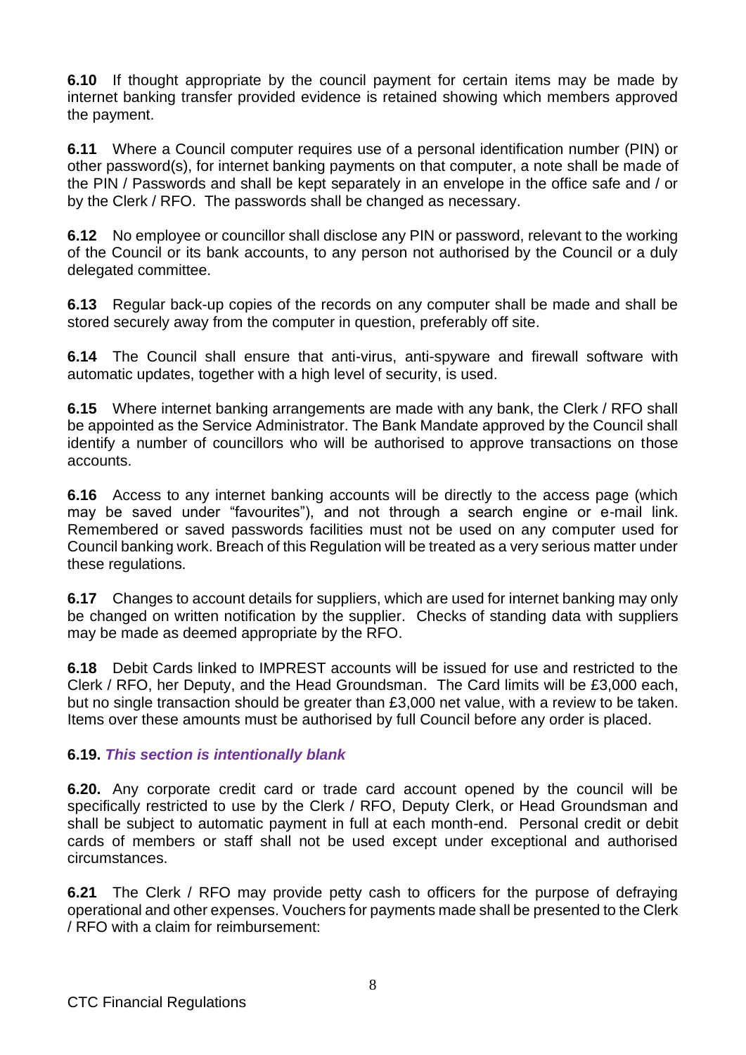**6.10** If thought appropriate by the council payment for certain items may be made by internet banking transfer provided evidence is retained showing which members approved the payment.

**6.11** Where a Council computer requires use of a personal identification number (PIN) or other password(s), for internet banking payments on that computer, a note shall be made of the PIN / Passwords and shall be kept separately in an envelope in the office safe and / or by the Clerk / RFO. The passwords shall be changed as necessary.

**6.12** No employee or councillor shall disclose any PIN or password, relevant to the working of the Council or its bank accounts, to any person not authorised by the Council or a duly delegated committee.

**6.13** Regular back-up copies of the records on any computer shall be made and shall be stored securely away from the computer in question, preferably off site.

**6.14** The Council shall ensure that anti-virus, anti-spyware and firewall software with automatic updates, together with a high level of security, is used.

**6.15** Where internet banking arrangements are made with any bank, the Clerk / RFO shall be appointed as the Service Administrator. The Bank Mandate approved by the Council shall identify a number of councillors who will be authorised to approve transactions on those accounts.

**6.16** Access to any internet banking accounts will be directly to the access page (which may be saved under "favourites"), and not through a search engine or e-mail link. Remembered or saved passwords facilities must not be used on any computer used for Council banking work. Breach of this Regulation will be treated as a very serious matter under these regulations.

**6.17** Changes to account details for suppliers, which are used for internet banking may only be changed on written notification by the supplier. Checks of standing data with suppliers may be made as deemed appropriate by the RFO.

**6.18** Debit Cards linked to IMPREST accounts will be issued for use and restricted to the Clerk / RFO, her Deputy, and the Head Groundsman. The Card limits will be £3,000 each, but no single transaction should be greater than £3,000 net value, with a review to be taken. Items over these amounts must be authorised by full Council before any order is placed.

**6.19.** ***This section is intentionally blank***

**6.20.** Any corporate credit card or trade card account opened by the council will be specifically restricted to use by the Clerk / RFO, Deputy Clerk, or Head Groundsman and shall be subject to automatic payment in full at each month-end. Personal credit or debit cards of members or staff shall not be used except under exceptional and authorised circumstances.

**6.21** The Clerk / RFO may provide petty cash to officers for the purpose of defraying operational and other expenses. Vouchers for payments made shall be presented to the Clerk / RFO with a claim for reimbursement: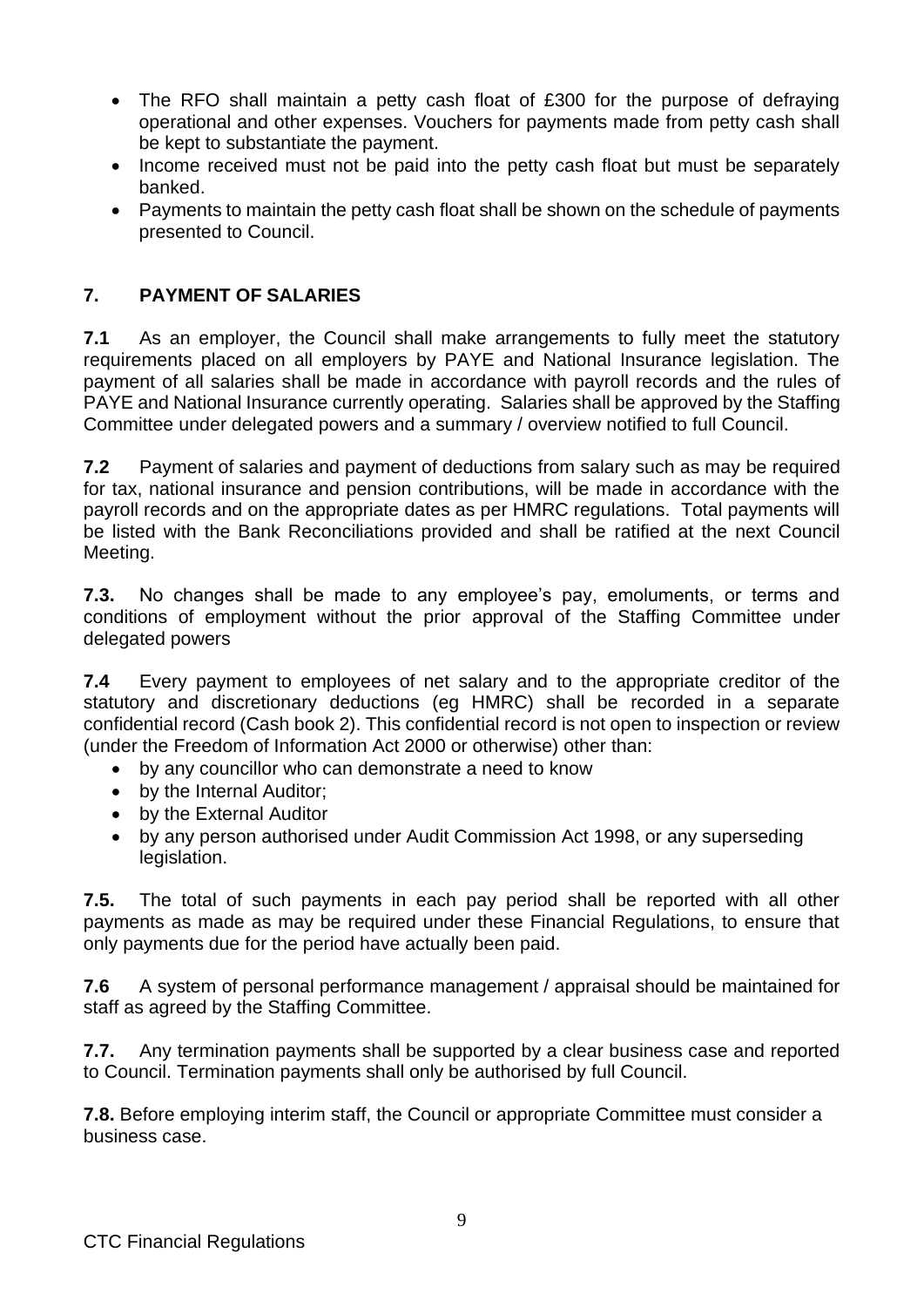- The RFO shall maintain a petty cash float of £300 for the purpose of defraying operational and other expenses. Vouchers for payments made from petty cash shall be kept to substantiate the payment.
- Income received must not be paid into the petty cash float but must be separately banked.
- Payments to maintain the petty cash float shall be shown on the schedule of payments presented to Council.

## 7. PAYMENT OF SALARIES

**7.1** As an employer, the Council shall make arrangements to fully meet the statutory requirements placed on all employers by PAYE and National Insurance legislation. The payment of all salaries shall be made in accordance with payroll records and the rules of PAYE and National Insurance currently operating. Salaries shall be approved by the Staffing Committee under delegated powers and a summary / overview notified to full Council.

**7.2** Payment of salaries and payment of deductions from salary such as may be required for tax, national insurance and pension contributions, will be made in accordance with the payroll records and on the appropriate dates as per HMRC regulations. Total payments will be listed with the Bank Reconciliations provided and shall be ratified at the next Council Meeting.

**7.3.** No changes shall be made to any employee's pay, emoluments, or terms and conditions of employment without the prior approval of the Staffing Committee under delegated powers

**7.4** Every payment to employees of net salary and to the appropriate creditor of the statutory and discretionary deductions (eg HMRC) shall be recorded in a separate confidential record (Cash book 2). This confidential record is not open to inspection or review (under the Freedom of Information Act 2000 or otherwise) other than:

- by any councillor who can demonstrate a need to know
- by the Internal Auditor;
- by the External Auditor
- by any person authorised under Audit Commission Act 1998, or any superseding legislation.

**7.5.** The total of such payments in each pay period shall be reported with all other payments as made as may be required under these Financial Regulations, to ensure that only payments due for the period have actually been paid.

**7.6** A system of personal performance management / appraisal should be maintained for staff as agreed by the Staffing Committee.

**7.7.** Any termination payments shall be supported by a clear business case and reported to Council. Termination payments shall only be authorised by full Council.

**7.8.** Before employing interim staff, the Council or appropriate Committee must consider a business case.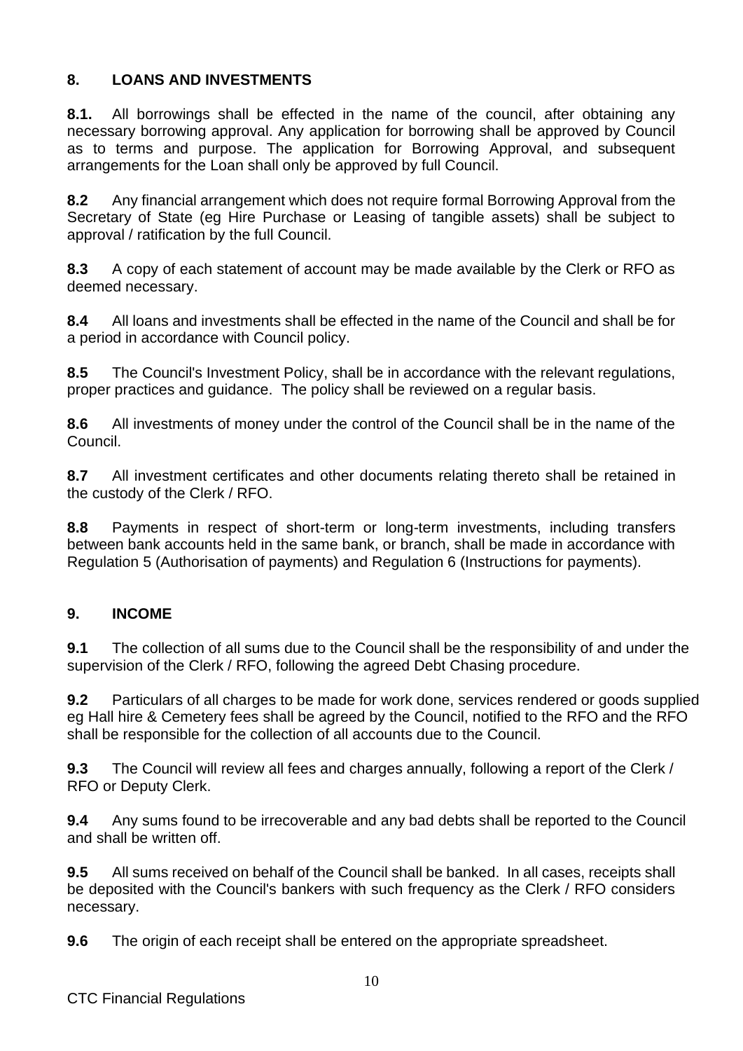## 8. LOANS AND INVESTMENTS

**8.1.** All borrowings shall be effected in the name of the council, after obtaining any necessary borrowing approval. Any application for borrowing shall be approved by Council as to terms and purpose. The application for Borrowing Approval, and subsequent arrangements for the Loan shall only be approved by full Council.

**8.2** Any financial arrangement which does not require formal Borrowing Approval from the Secretary of State (eg Hire Purchase or Leasing of tangible assets) shall be subject to approval / ratification by the full Council.

**8.3** A copy of each statement of account may be made available by the Clerk or RFO as deemed necessary.

**8.4** All loans and investments shall be effected in the name of the Council and shall be for a period in accordance with Council policy.

**8.5** The Council's Investment Policy, shall be in accordance with the relevant regulations, proper practices and guidance. The policy shall be reviewed on a regular basis.

**8.6** All investments of money under the control of the Council shall be in the name of the Council.

**8.7** All investment certificates and other documents relating thereto shall be retained in the custody of the Clerk / RFO.

**8.8** Payments in respect of short-term or long-term investments, including transfers between bank accounts held in the same bank, or branch, shall be made in accordance with Regulation 5 (Authorisation of payments) and Regulation 6 (Instructions for payments).

## 9. INCOME

**9.1** The collection of all sums due to the Council shall be the responsibility of and under the supervision of the Clerk / RFO, following the agreed Debt Chasing procedure.

**9.2** Particulars of all charges to be made for work done, services rendered or goods supplied eg Hall hire & Cemetery fees shall be agreed by the Council, notified to the RFO and the RFO shall be responsible for the collection of all accounts due to the Council.

**9.3** The Council will review all fees and charges annually, following a report of the Clerk / RFO or Deputy Clerk.

**9.4** Any sums found to be irrecoverable and any bad debts shall be reported to the Council and shall be written off.

**9.5** All sums received on behalf of the Council shall be banked. In all cases, receipts shall be deposited with the Council's bankers with such frequency as the Clerk / RFO considers necessary.

**9.6** The origin of each receipt shall be entered on the appropriate spreadsheet.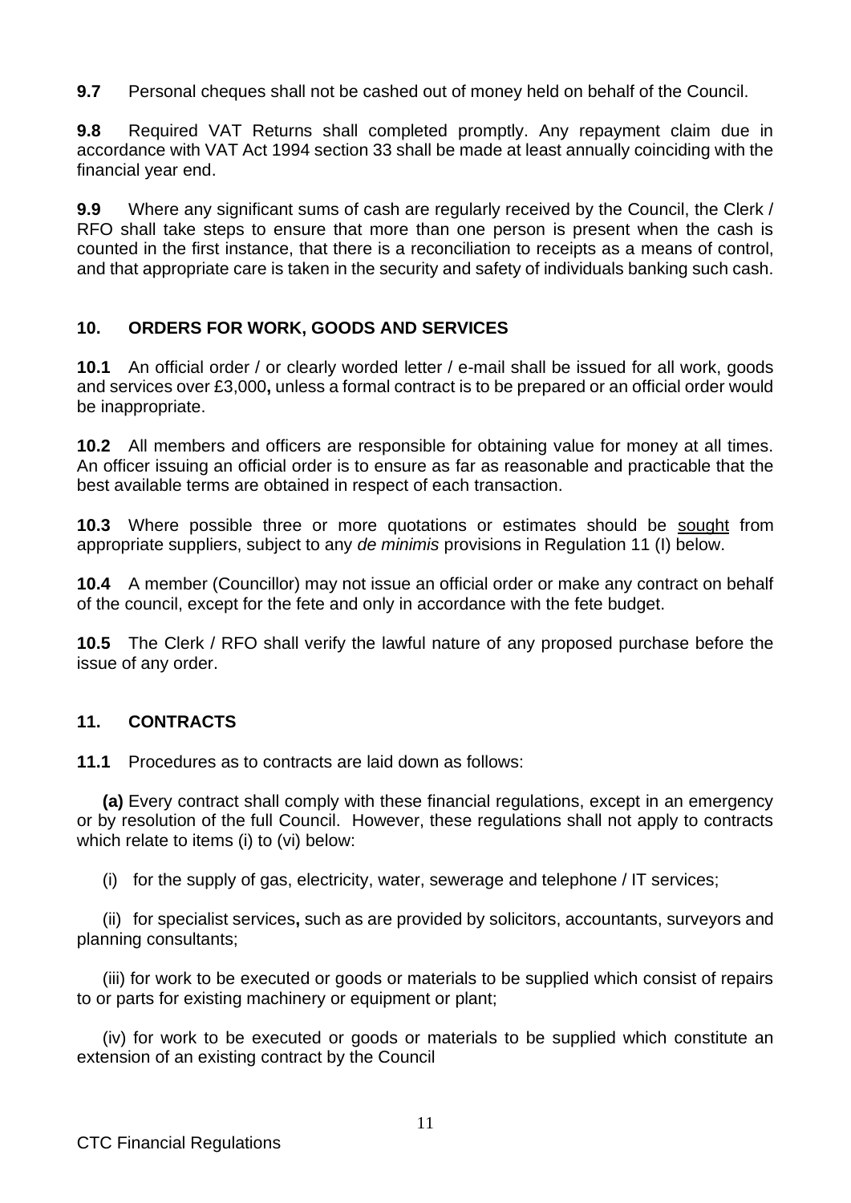**9.7** Personal cheques shall not be cashed out of money held on behalf of the Council.

**9.8** Required VAT Returns shall completed promptly. Any repayment claim due in accordance with VAT Act 1994 section 33 shall be made at least annually coinciding with the financial year end.

**9.9** Where any significant sums of cash are regularly received by the Council, the Clerk / RFO shall take steps to ensure that more than one person is present when the cash is counted in the first instance, that there is a reconciliation to receipts as a means of control, and that appropriate care is taken in the security and safety of individuals banking such cash.

## 10. ORDERS FOR WORK, GOODS AND SERVICES

**10.1** An official order / or clearly worded letter / e-mail shall be issued for all work, goods and services over £3,000**,** unless a formal contract is to be prepared or an official order would be inappropriate.

**10.2** All members and officers are responsible for obtaining value for money at all times. An officer issuing an official order is to ensure as far as reasonable and practicable that the best available terms are obtained in respect of each transaction.

**10.3** Where possible three or more quotations or estimates should be sought from appropriate suppliers, subject to any *de minimis* provisions in Regulation 11 (I) below.

**10.4** A member (Councillor) may not issue an official order or make any contract on behalf of the council, except for the fete and only in accordance with the fete budget.

**10.5** The Clerk / RFO shall verify the lawful nature of any proposed purchase before the issue of any order.

## 11. CONTRACTS

**11.1** Procedures as to contracts are laid down as follows:

**(a)** Every contract shall comply with these financial regulations, except in an emergency or by resolution of the full Council. However, these regulations shall not apply to contracts which relate to items (i) to (vi) below:

(i) for the supply of gas, electricity, water, sewerage and telephone / IT services;

(ii) for specialist services**,** such as are provided by solicitors, accountants, surveyors and planning consultants;

(iii) for work to be executed or goods or materials to be supplied which consist of repairs to or parts for existing machinery or equipment or plant;

(iv) for work to be executed or goods or materials to be supplied which constitute an extension of an existing contract by the Council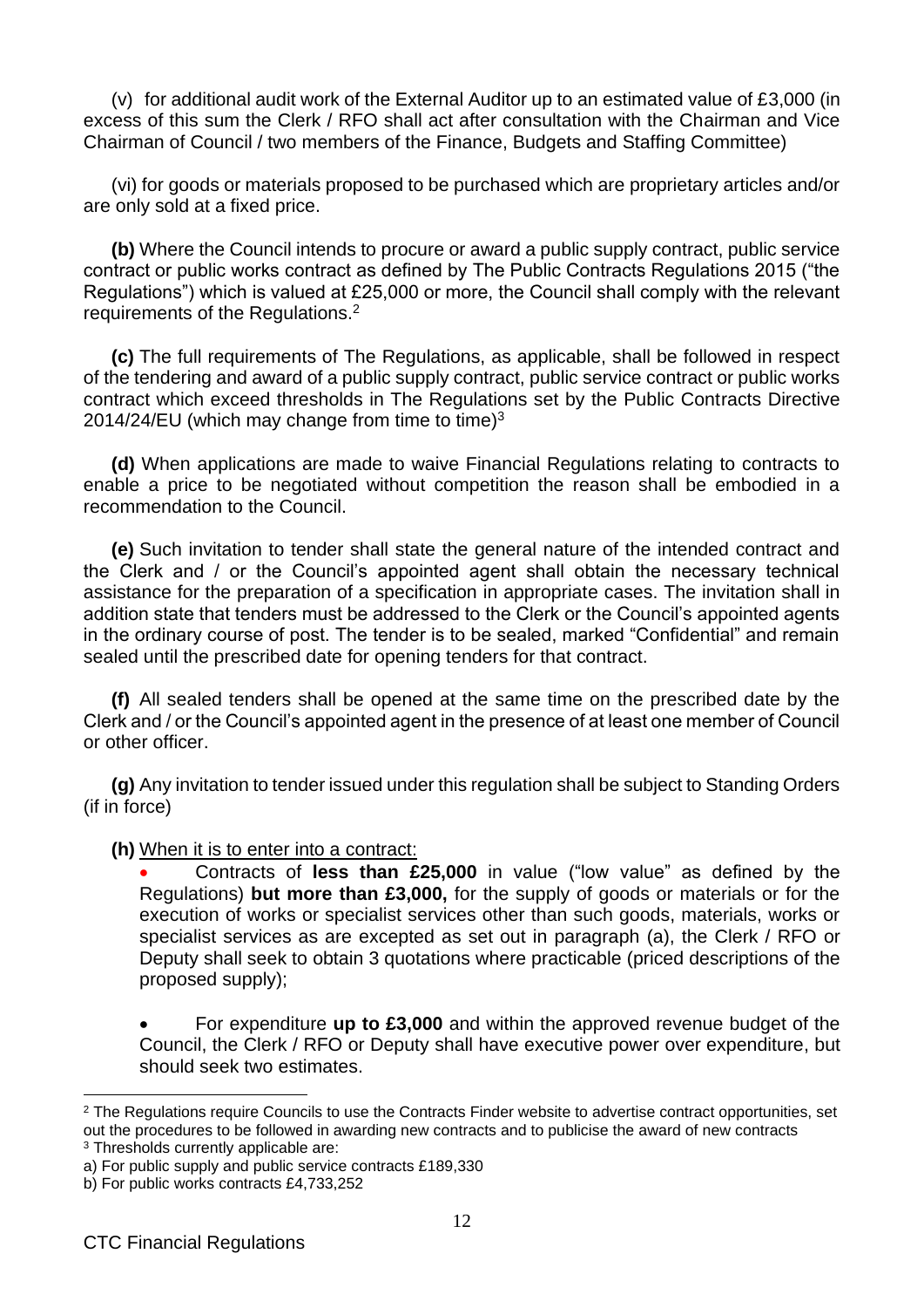(v) for additional audit work of the External Auditor up to an estimated value of £3,000 (in excess of this sum the Clerk / RFO shall act after consultation with the Chairman and Vice Chairman of Council / two members of the Finance, Budgets and Staffing Committee)

(vi) for goods or materials proposed to be purchased which are proprietary articles and/or are only sold at a fixed price.

**(b)** Where the Council intends to procure or award a public supply contract, public service contract or public works contract as defined by The Public Contracts Regulations 2015 ("the Regulations") which is valued at £25,000 or more, the Council shall comply with the relevant requirements of the Regulations.[2]

**(c)** The full requirements of The Regulations, as applicable, shall be followed in respect of the tendering and award of a public supply contract, public service contract or public works contract which exceed thresholds in The Regulations set by the Public Contracts Directive 2014/24/EU (which may change from time to time)[3]

**(d)** When applications are made to waive Financial Regulations relating to contracts to enable a price to be negotiated without competition the reason shall be embodied in a recommendation to the Council.

**(e)** Such invitation to tender shall state the general nature of the intended contract and the Clerk and / or the Council's appointed agent shall obtain the necessary technical assistance for the preparation of a specification in appropriate cases. The invitation shall in addition state that tenders must be addressed to the Clerk or the Council's appointed agents in the ordinary course of post. The tender is to be sealed, marked "Confidential" and remain sealed until the prescribed date for opening tenders for that contract.

**(f)** All sealed tenders shall be opened at the same time on the prescribed date by the Clerk and / or the Council's appointed agent in the presence of at least one member of Council or other officer.

**(g)** Any invitation to tender issued under this regulation shall be subject to Standing Orders (if in force)

**(h)** When it is to enter into a contract:

- Contracts of **less than £25,000** in value ("low value" as defined by the Regulations) **but more than £3,000,** for the supply of goods or materials or for the execution of works or specialist services other than such goods, materials, works or specialist services as are excepted as set out in paragraph (a), the Clerk / RFO or Deputy shall seek to obtain 3 quotations where practicable (priced descriptions of the proposed supply);

- For expenditure **up to £3,000** and within the approved revenue budget of the Council, the Clerk / RFO or Deputy shall have executive power over expenditure, but should seek two estimates.

---

[2] The Regulations require Councils to use the Contracts Finder website to advertise contract opportunities, set out the procedures to be followed in awarding new contracts and to publicise the award of new contracts

[3] Thresholds currently applicable are:

a) For public supply and public service contracts £189,330

b) For public works contracts £4,733,252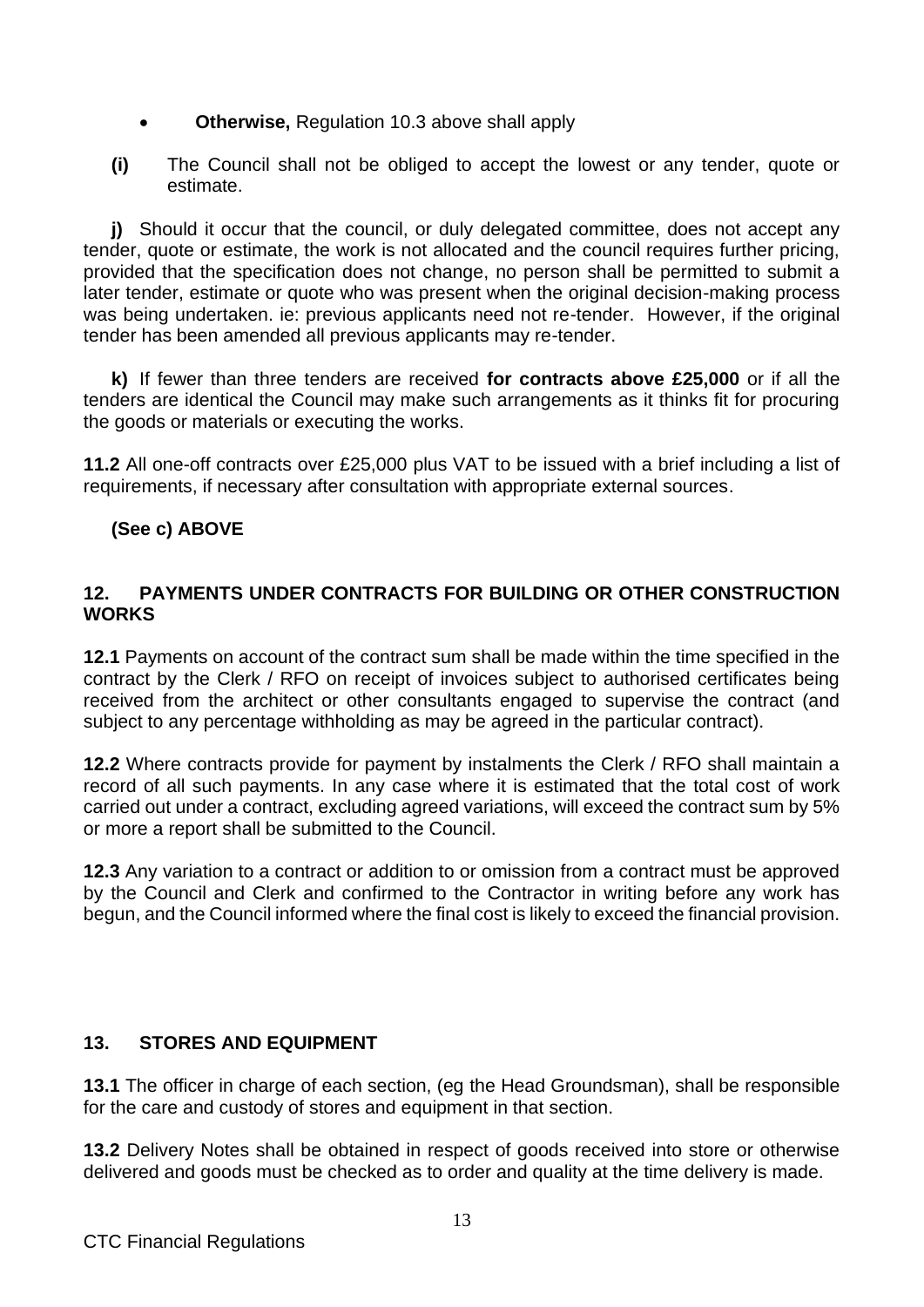- **Otherwise,** Regulation 10.3 above shall apply

**(i)** The Council shall not be obliged to accept the lowest or any tender, quote or estimate.

**j)** Should it occur that the council, or duly delegated committee, does not accept any tender, quote or estimate, the work is not allocated and the council requires further pricing, provided that the specification does not change, no person shall be permitted to submit a later tender, estimate or quote who was present when the original decision-making process was being undertaken. ie: previous applicants need not re-tender. However, if the original tender has been amended all previous applicants may re-tender.

**k)** If fewer than three tenders are received **for contracts above £25,000** or if all the tenders are identical the Council may make such arrangements as it thinks fit for procuring the goods or materials or executing the works.

**11.2** All one-off contracts over £25,000 plus VAT to be issued with a brief including a list of requirements, if necessary after consultation with appropriate external sources.

**(See c) ABOVE**

## 12. PAYMENTS UNDER CONTRACTS FOR BUILDING OR OTHER CONSTRUCTION WORKS

**12.1** Payments on account of the contract sum shall be made within the time specified in the contract by the Clerk / RFO on receipt of invoices subject to authorised certificates being received from the architect or other consultants engaged to supervise the contract (and subject to any percentage withholding as may be agreed in the particular contract).

**12.2** Where contracts provide for payment by instalments the Clerk / RFO shall maintain a record of all such payments. In any case where it is estimated that the total cost of work carried out under a contract, excluding agreed variations, will exceed the contract sum by 5% or more a report shall be submitted to the Council.

**12.3** Any variation to a contract or addition to or omission from a contract must be approved by the Council and Clerk and confirmed to the Contractor in writing before any work has begun, and the Council informed where the final cost is likely to exceed the financial provision.

## 13. STORES AND EQUIPMENT

**13.1** The officer in charge of each section, (eg the Head Groundsman), shall be responsible for the care and custody of stores and equipment in that section.

**13.2** Delivery Notes shall be obtained in respect of goods received into store or otherwise delivered and goods must be checked as to order and quality at the time delivery is made.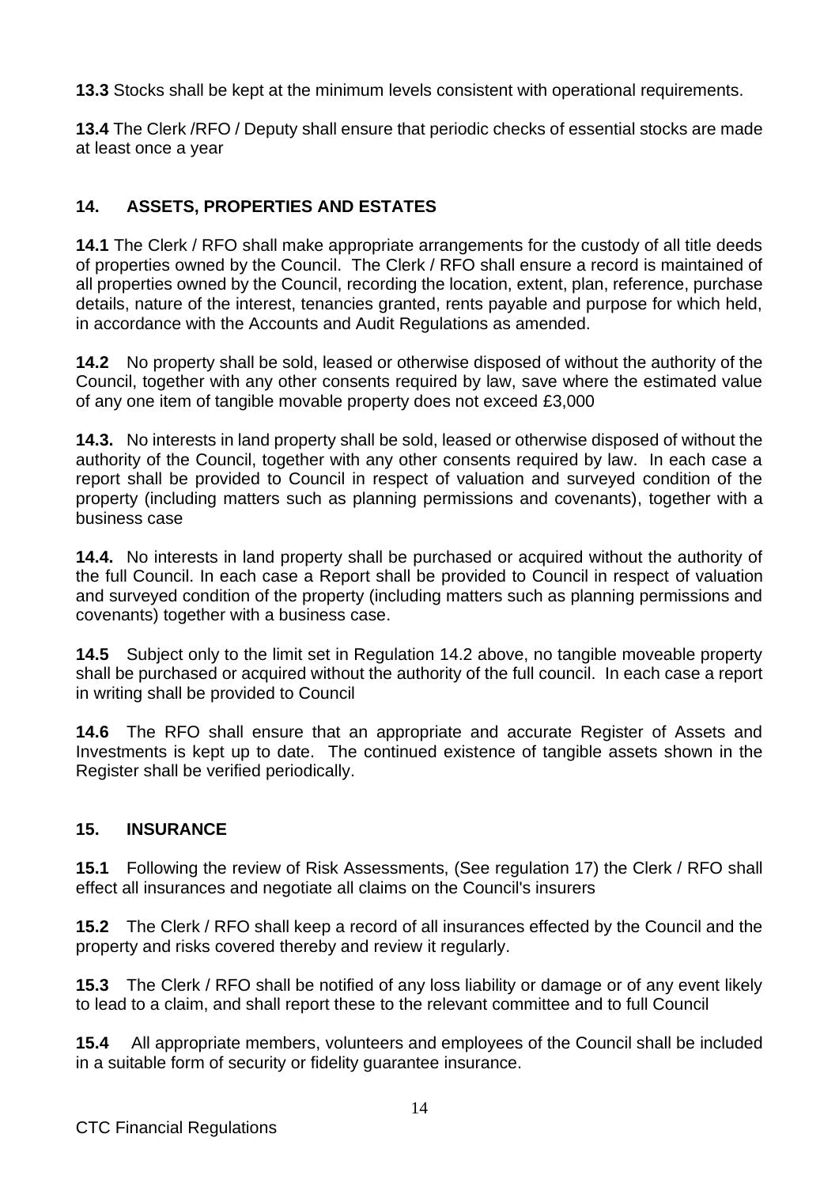**13.3** Stocks shall be kept at the minimum levels consistent with operational requirements.

**13.4** The Clerk /RFO / Deputy shall ensure that periodic checks of essential stocks are made at least once a year

## 14. ASSETS, PROPERTIES AND ESTATES

**14.1** The Clerk / RFO shall make appropriate arrangements for the custody of all title deeds of properties owned by the Council. The Clerk / RFO shall ensure a record is maintained of all properties owned by the Council, recording the location, extent, plan, reference, purchase details, nature of the interest, tenancies granted, rents payable and purpose for which held, in accordance with the Accounts and Audit Regulations as amended.

**14.2** No property shall be sold, leased or otherwise disposed of without the authority of the Council, together with any other consents required by law, save where the estimated value of any one item of tangible movable property does not exceed £3,000

**14.3.** No interests in land property shall be sold, leased or otherwise disposed of without the authority of the Council, together with any other consents required by law. In each case a report shall be provided to Council in respect of valuation and surveyed condition of the property (including matters such as planning permissions and covenants), together with a business case

**14.4.** No interests in land property shall be purchased or acquired without the authority of the full Council. In each case a Report shall be provided to Council in respect of valuation and surveyed condition of the property (including matters such as planning permissions and covenants) together with a business case.

**14.5** Subject only to the limit set in Regulation 14.2 above, no tangible moveable property shall be purchased or acquired without the authority of the full council. In each case a report in writing shall be provided to Council

**14.6** The RFO shall ensure that an appropriate and accurate Register of Assets and Investments is kept up to date. The continued existence of tangible assets shown in the Register shall be verified periodically.

## 15. INSURANCE

**15.1** Following the review of Risk Assessments, (See regulation 17) the Clerk / RFO shall effect all insurances and negotiate all claims on the Council's insurers

**15.2** The Clerk / RFO shall keep a record of all insurances effected by the Council and the property and risks covered thereby and review it regularly.

**15.3** The Clerk / RFO shall be notified of any loss liability or damage or of any event likely to lead to a claim, and shall report these to the relevant committee and to full Council

**15.4** All appropriate members, volunteers and employees of the Council shall be included in a suitable form of security or fidelity guarantee insurance.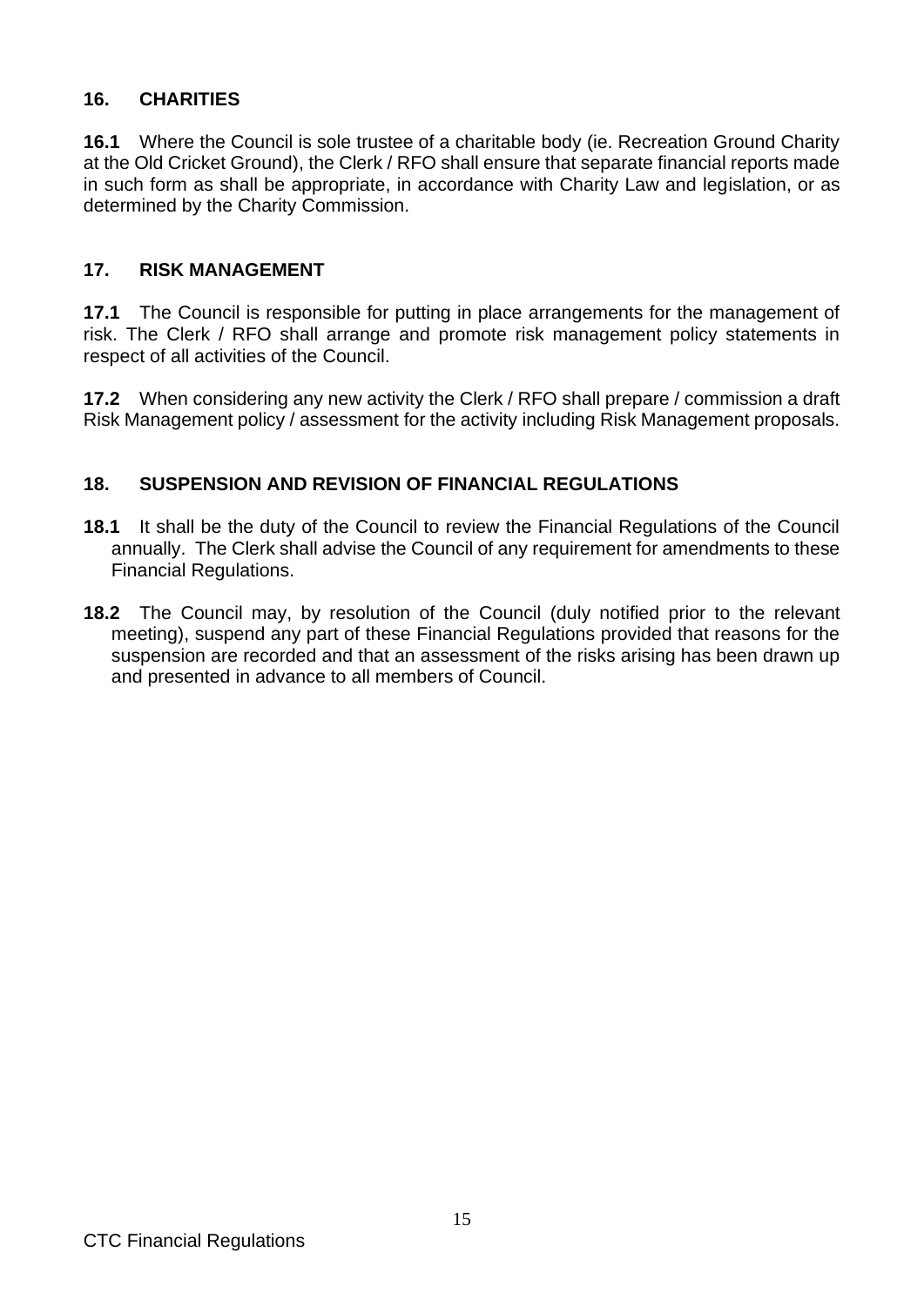## 16. CHARITIES

**16.1** Where the Council is sole trustee of a charitable body (ie. Recreation Ground Charity at the Old Cricket Ground), the Clerk / RFO shall ensure that separate financial reports made in such form as shall be appropriate, in accordance with Charity Law and legislation, or as determined by the Charity Commission.

## 17. RISK MANAGEMENT

**17.1** The Council is responsible for putting in place arrangements for the management of risk. The Clerk / RFO shall arrange and promote risk management policy statements in respect of all activities of the Council.

**17.2** When considering any new activity the Clerk / RFO shall prepare / commission a draft Risk Management policy / assessment for the activity including Risk Management proposals.

## 18. SUSPENSION AND REVISION OF FINANCIAL REGULATIONS

**18.1** It shall be the duty of the Council to review the Financial Regulations of the Council annually. The Clerk shall advise the Council of any requirement for amendments to these Financial Regulations.

**18.2** The Council may, by resolution of the Council (duly notified prior to the relevant meeting), suspend any part of these Financial Regulations provided that reasons for the suspension are recorded and that an assessment of the risks arising has been drawn up and presented in advance to all members of Council.